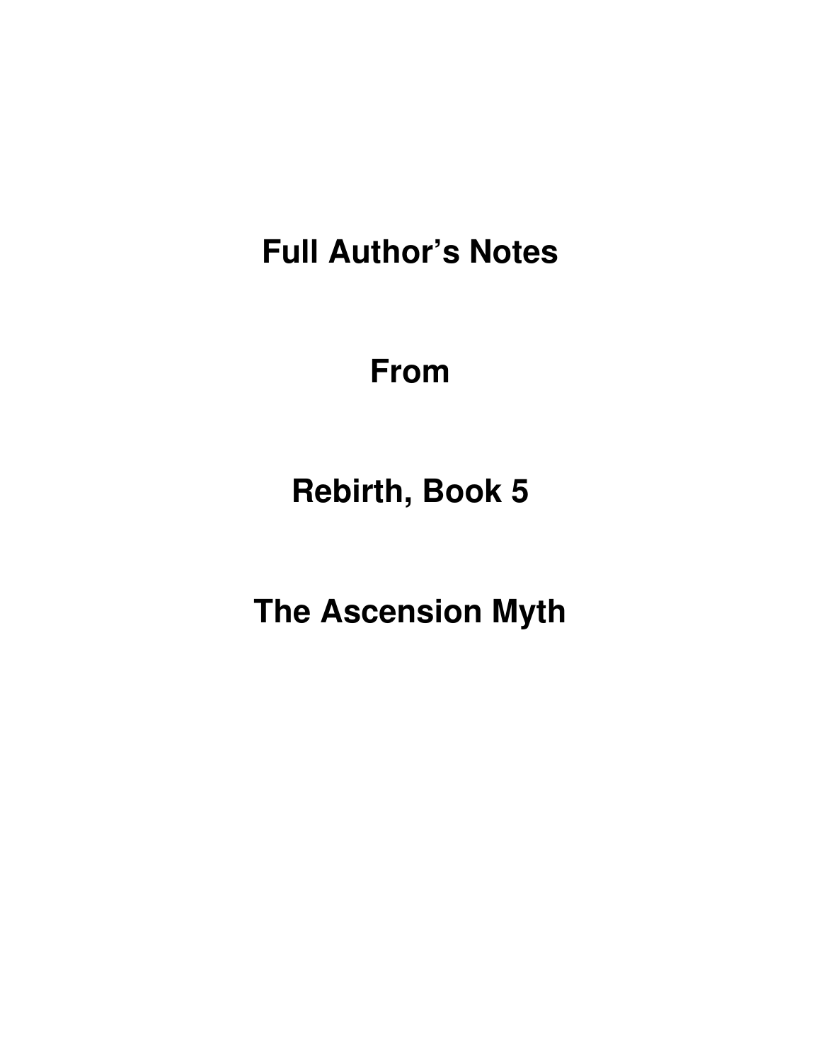# Full Author's Notes

# From

# Rebirth, Book 5

# The Ascension Myth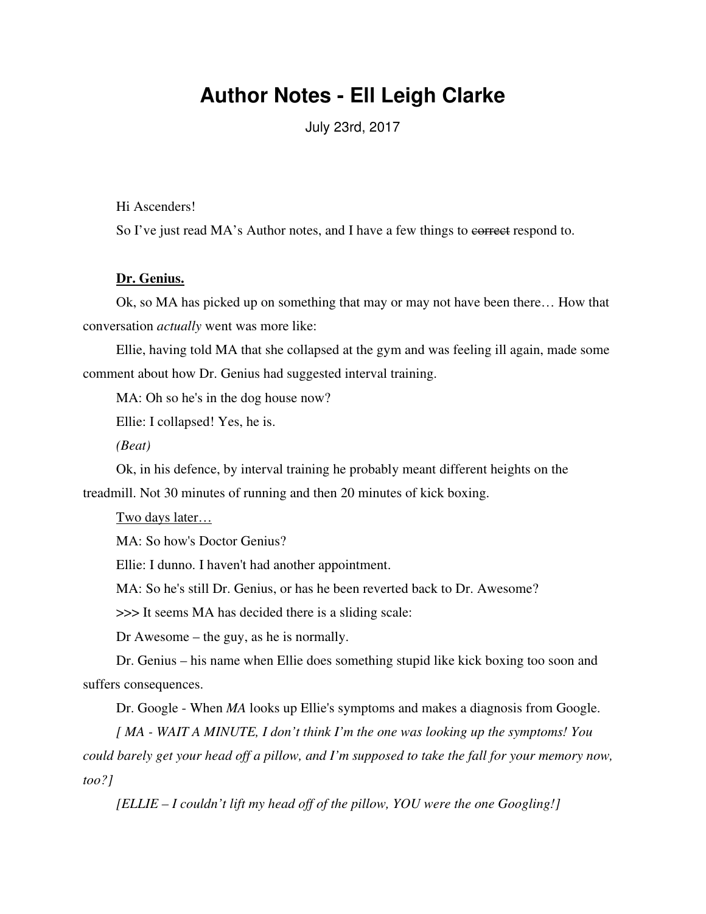# Author Notes - Ell Leigh Clarke

July 23rd, 2017

Hi Ascenders!

So I've just read MA's Author notes, and I have a few things to ~~correct~~ respond to.

**<u>Dr. Genius.</u>**

Ok, so MA has picked up on something that may or may not have been there… How that conversation *actually* went was more like:

Ellie, having told MA that she collapsed at the gym and was feeling ill again, made some comment about how Dr. Genius had suggested interval training.

MA: Oh so he's in the dog house now?

Ellie: I collapsed! Yes, he is.

*(Beat)*

Ok, in his defence, by interval training he probably meant different heights on the treadmill. Not 30 minutes of running and then 20 minutes of kick boxing.

<u>Two days later…</u>

MA: So how's Doctor Genius?

Ellie: I dunno. I haven't had another appointment.

MA: So he's still Dr. Genius, or has he been reverted back to Dr. Awesome?

>>> It seems MA has decided there is a sliding scale:

Dr Awesome – the guy, as he is normally.

Dr. Genius – his name when Ellie does something stupid like kick boxing too soon and suffers consequences.

Dr. Google - When *MA* looks up Ellie's symptoms and makes a diagnosis from Google.

*[ MA - WAIT A MINUTE, I don't think I'm the one was looking up the symptoms! You could barely get your head off a pillow, and I'm supposed to take the fall for your memory now, too?]*

*[ELLIE – I couldn't lift my head off of the pillow, YOU were the one Googling!]*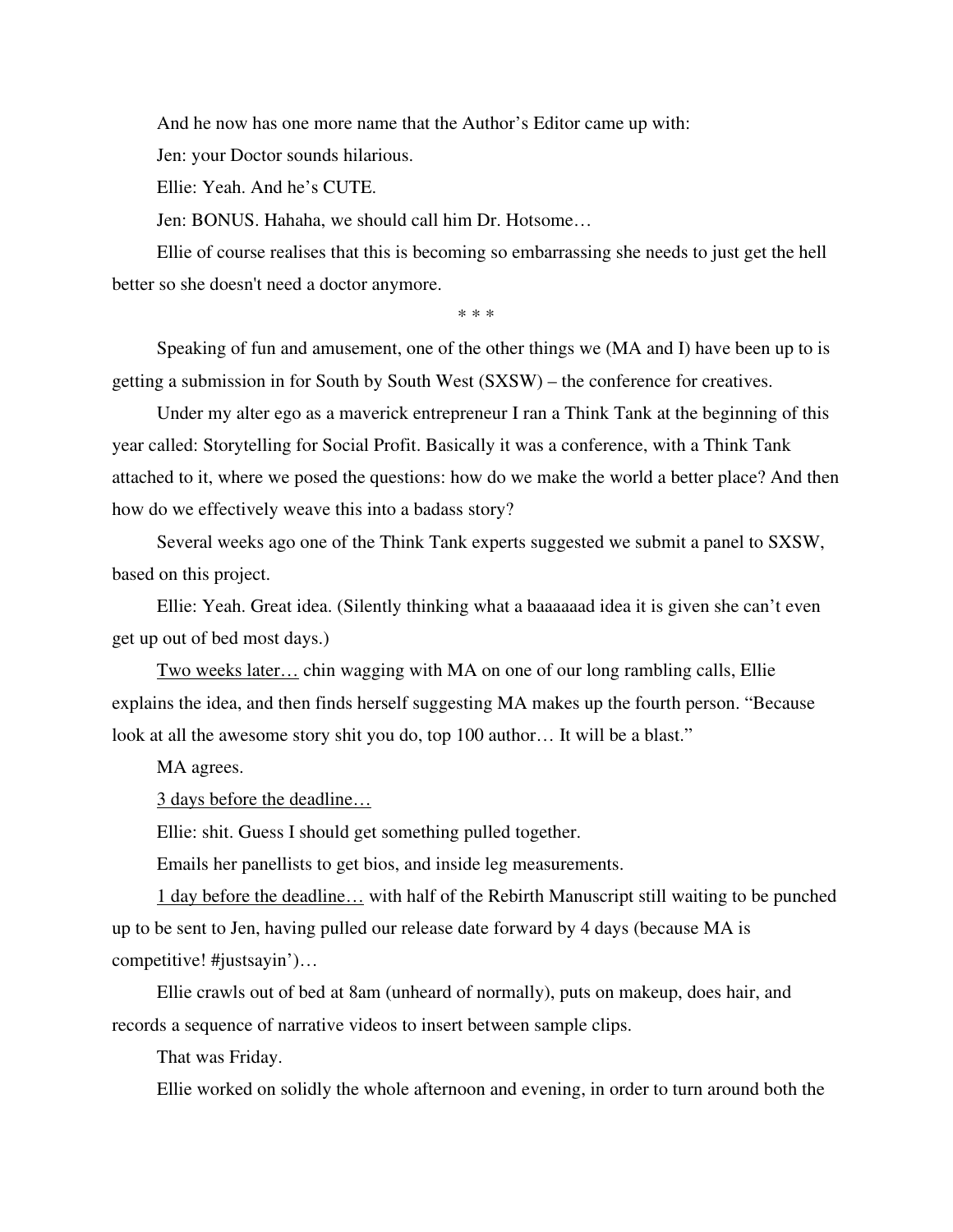And he now has one more name that the Author's Editor came up with:

Jen: your Doctor sounds hilarious.

Ellie: Yeah. And he's CUTE.

Jen: BONUS. Hahaha, we should call him Dr. Hotsome…

Ellie of course realises that this is becoming so embarrassing she needs to just get the hell better so she doesn't need a doctor anymore.

\* \* \*

Speaking of fun and amusement, one of the other things we (MA and I) have been up to is getting a submission in for South by South West (SXSW) – the conference for creatives.

Under my alter ego as a maverick entrepreneur I ran a Think Tank at the beginning of this year called: Storytelling for Social Profit. Basically it was a conference, with a Think Tank attached to it, where we posed the questions: how do we make the world a better place? And then how do we effectively weave this into a badass story?

Several weeks ago one of the Think Tank experts suggested we submit a panel to SXSW, based on this project.

Ellie: Yeah. Great idea. (Silently thinking what a baaaaaad idea it is given she can't even get up out of bed most days.)

<u>Two weeks later…</u> chin wagging with MA on one of our long rambling calls, Ellie explains the idea, and then finds herself suggesting MA makes up the fourth person. "Because look at all the awesome story shit you do, top 100 author… It will be a blast."

MA agrees.

<u>3 days before the deadline…</u>

Ellie: shit. Guess I should get something pulled together.

Emails her panellists to get bios, and inside leg measurements.

<u>1 day before the deadline…</u> with half of the Rebirth Manuscript still waiting to be punched up to be sent to Jen, having pulled our release date forward by 4 days (because MA is competitive! #justsayin')…

Ellie crawls out of bed at 8am (unheard of normally), puts on makeup, does hair, and records a sequence of narrative videos to insert between sample clips.

That was Friday.

Ellie worked on solidly the whole afternoon and evening, in order to turn around both the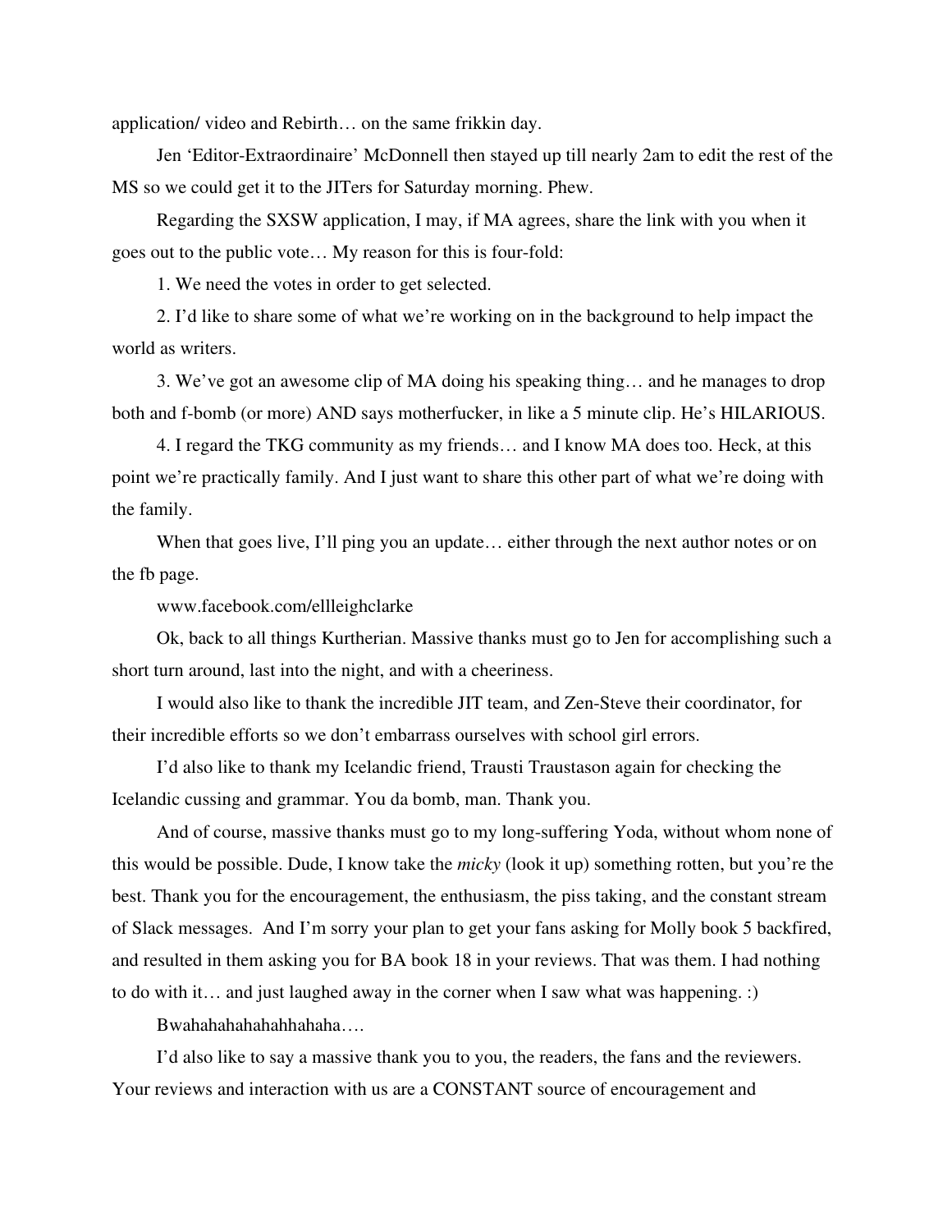application/ video and Rebirth… on the same frikkin day.

Jen 'Editor-Extraordinaire' McDonnell then stayed up till nearly 2am to edit the rest of the MS so we could get it to the JITers for Saturday morning. Phew.

Regarding the SXSW application, I may, if MA agrees, share the link with you when it goes out to the public vote… My reason for this is four-fold:

1. We need the votes in order to get selected.

2. I'd like to share some of what we're working on in the background to help impact the world as writers.

3. We've got an awesome clip of MA doing his speaking thing… and he manages to drop both and f-bomb (or more) AND says motherfucker, in like a 5 minute clip. He's HILARIOUS.

4. I regard the TKG community as my friends… and I know MA does too. Heck, at this point we're practically family. And I just want to share this other part of what we're doing with the family.

When that goes live, I'll ping you an update… either through the next author notes or on the fb page.

www.facebook.com/ellleighclarke

Ok, back to all things Kurtherian. Massive thanks must go to Jen for accomplishing such a short turn around, last into the night, and with a cheeriness.

I would also like to thank the incredible JIT team, and Zen-Steve their coordinator, for their incredible efforts so we don't embarrass ourselves with school girl errors.

I'd also like to thank my Icelandic friend, Trausti Traustason again for checking the Icelandic cussing and grammar. You da bomb, man. Thank you.

And of course, massive thanks must go to my long-suffering Yoda, without whom none of this would be possible. Dude, I know take the *micky* (look it up) something rotten, but you're the best. Thank you for the encouragement, the enthusiasm, the piss taking, and the constant stream of Slack messages. And I'm sorry your plan to get your fans asking for Molly book 5 backfired, and resulted in them asking you for BA book 18 in your reviews. That was them. I had nothing to do with it… and just laughed away in the corner when I saw what was happening. :)

Bwahahahahahahhahaha….

I'd also like to say a massive thank you to you, the readers, the fans and the reviewers. Your reviews and interaction with us are a CONSTANT source of encouragement and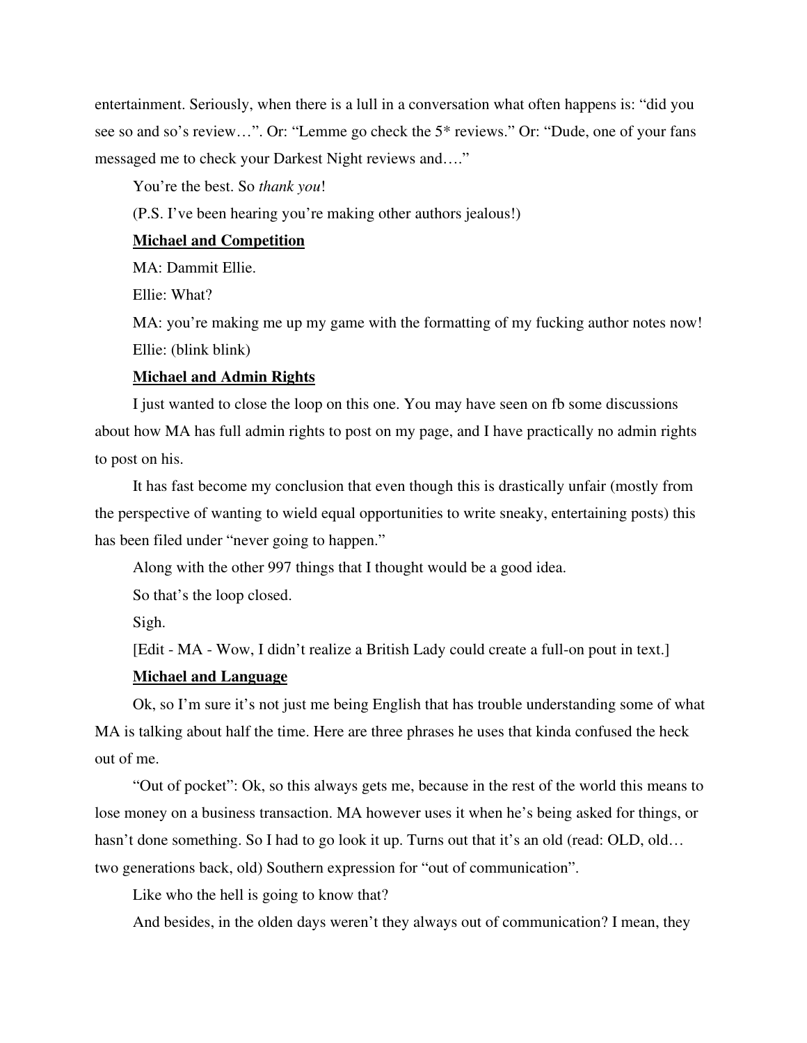entertainment. Seriously, when there is a lull in a conversation what often happens is: "did you see so and so's review…". Or: "Lemme go check the 5* reviews." Or: "Dude, one of your fans messaged me to check your Darkest Night reviews and…."

You're the best. So *thank you*!

(P.S. I've been hearing you're making other authors jealous!)

**Michael and Competition**

MA: Dammit Ellie.

Ellie: What?

MA: you're making me up my game with the formatting of my fucking author notes now!

Ellie: (blink blink)

**Michael and Admin Rights**

I just wanted to close the loop on this one. You may have seen on fb some discussions about how MA has full admin rights to post on my page, and I have practically no admin rights to post on his.

It has fast become my conclusion that even though this is drastically unfair (mostly from the perspective of wanting to wield equal opportunities to write sneaky, entertaining posts) this has been filed under "never going to happen."

Along with the other 997 things that I thought would be a good idea.

So that's the loop closed.

Sigh.

[Edit - MA - Wow, I didn't realize a British Lady could create a full-on pout in text.]

**Michael and Language**

Ok, so I'm sure it's not just me being English that has trouble understanding some of what MA is talking about half the time. Here are three phrases he uses that kinda confused the heck out of me.

"Out of pocket": Ok, so this always gets me, because in the rest of the world this means to lose money on a business transaction. MA however uses it when he's being asked for things, or hasn't done something. So I had to go look it up. Turns out that it's an old (read: OLD, old… two generations back, old) Southern expression for "out of communication".

Like who the hell is going to know that?

And besides, in the olden days weren't they always out of communication? I mean, they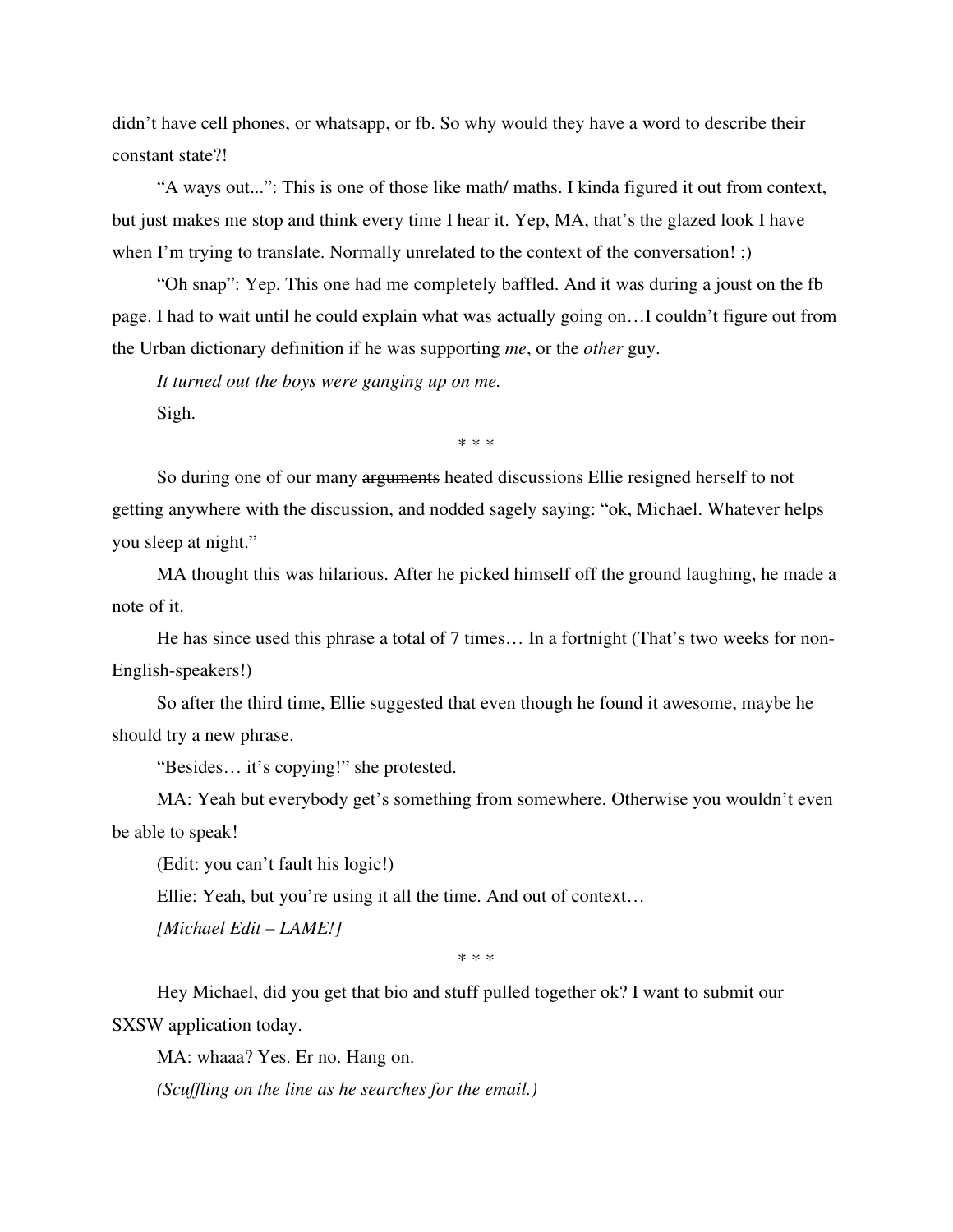didn't have cell phones, or whatsapp, or fb. So why would they have a word to describe their constant state?!

"A ways out...": This is one of those like math/ maths. I kinda figured it out from context, but just makes me stop and think every time I hear it. Yep, MA, that's the glazed look I have when I'm trying to translate. Normally unrelated to the context of the conversation! ;)

"Oh snap": Yep. This one had me completely baffled. And it was during a joust on the fb page. I had to wait until he could explain what was actually going on…I couldn't figure out from the Urban dictionary definition if he was supporting *me*, or the *other* guy.

*It turned out the boys were ganging up on me.*

Sigh.

\* \* \*

So during one of our many ~~arguments~~ heated discussions Ellie resigned herself to not getting anywhere with the discussion, and nodded sagely saying: "ok, Michael. Whatever helps you sleep at night."

MA thought this was hilarious. After he picked himself off the ground laughing, he made a note of it.

He has since used this phrase a total of 7 times… In a fortnight (That's two weeks for non-English-speakers!)

So after the third time, Ellie suggested that even though he found it awesome, maybe he should try a new phrase.

"Besides… it's copying!" she protested.

MA: Yeah but everybody get's something from somewhere. Otherwise you wouldn't even be able to speak!

(Edit: you can't fault his logic!)

Ellie: Yeah, but you're using it all the time. And out of context…

*[Michael Edit – LAME!]*

\* \* \*

Hey Michael, did you get that bio and stuff pulled together ok? I want to submit our SXSW application today.

MA: whaaa? Yes. Er no. Hang on.

*(Scuffling on the line as he searches for the email.)*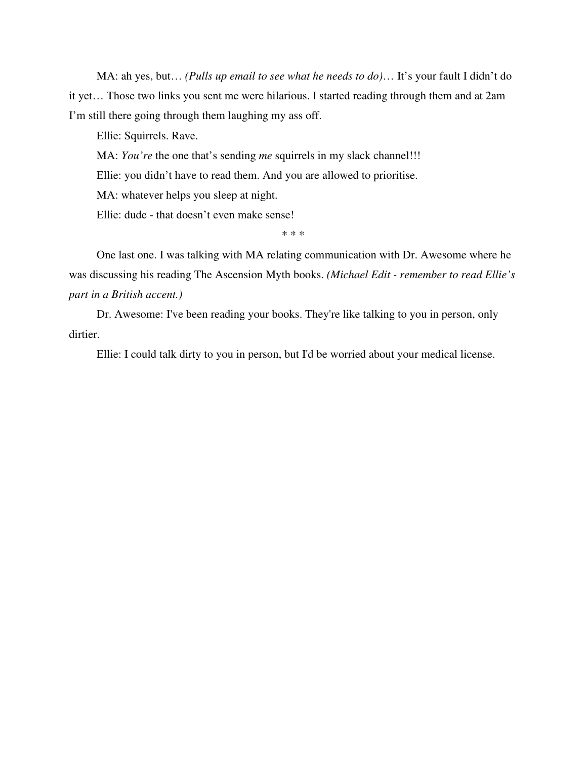MA: ah yes, but… *(Pulls up email to see what he needs to do)*… It's your fault I didn't do it yet… Those two links you sent me were hilarious. I started reading through them and at 2am I'm still there going through them laughing my ass off.

Ellie: Squirrels. Rave.

MA: *You're* the one that's sending *me* squirrels in my slack channel!!!

Ellie: you didn't have to read them. And you are allowed to prioritise.

MA: whatever helps you sleep at night.

Ellie: dude - that doesn't even make sense!

* * *

One last one. I was talking with MA relating communication with Dr. Awesome where he was discussing his reading The Ascension Myth books. *(Michael Edit - remember to read Ellie's part in a British accent.)*

Dr. Awesome: I've been reading your books. They're like talking to you in person, only dirtier.

Ellie: I could talk dirty to you in person, but I'd be worried about your medical license.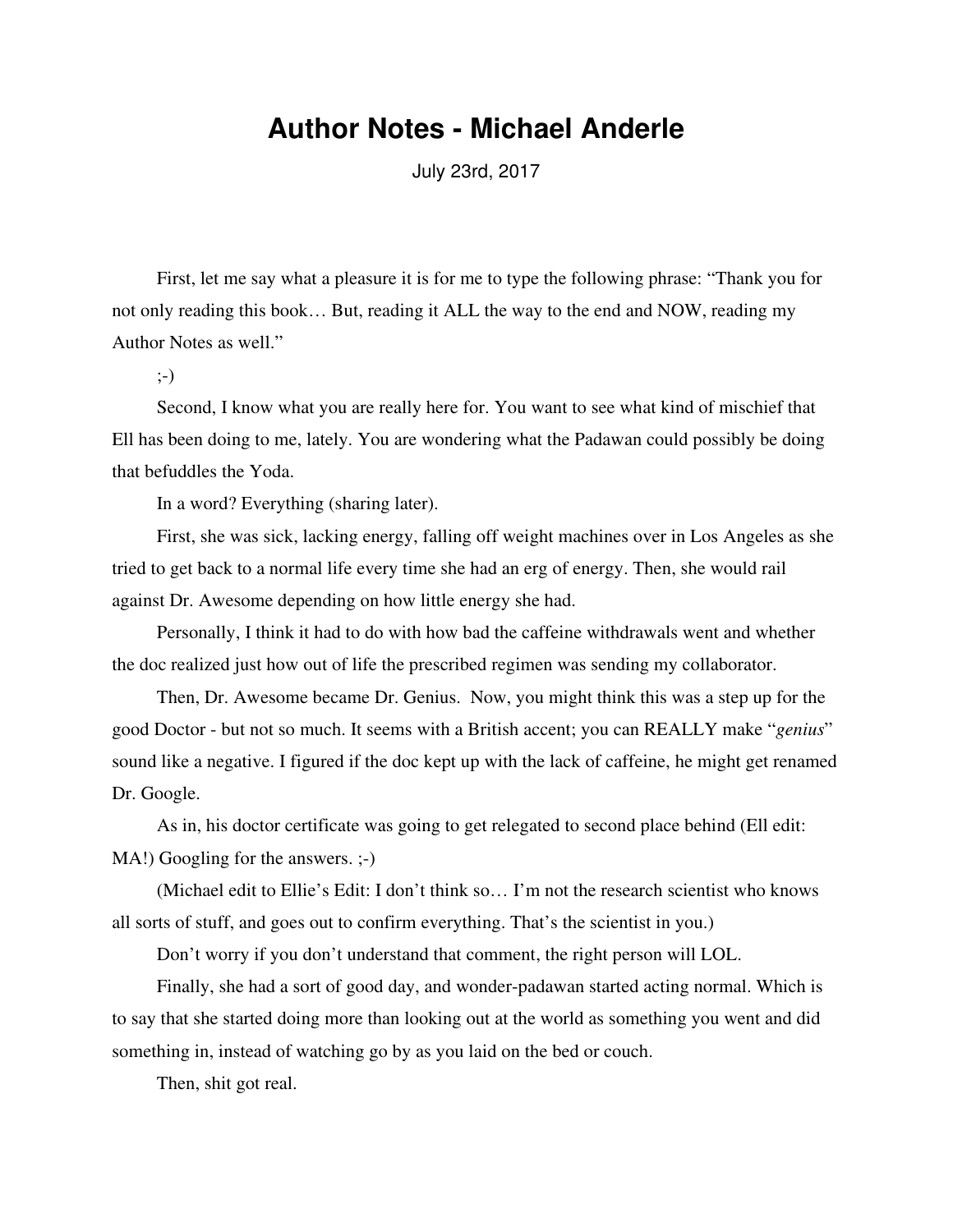# Author Notes - Michael Anderle

July 23rd, 2017

First, let me say what a pleasure it is for me to type the following phrase: "Thank you for not only reading this book… But, reading it ALL the way to the end and NOW, reading my Author Notes as well."

;-)

Second, I know what you are really here for. You want to see what kind of mischief that Ell has been doing to me, lately. You are wondering what the Padawan could possibly be doing that befuddles the Yoda.

In a word? Everything (sharing later).

First, she was sick, lacking energy, falling off weight machines over in Los Angeles as she tried to get back to a normal life every time she had an erg of energy. Then, she would rail against Dr. Awesome depending on how little energy she had.

Personally, I think it had to do with how bad the caffeine withdrawals went and whether the doc realized just how out of life the prescribed regimen was sending my collaborator.

Then, Dr. Awesome became Dr. Genius. Now, you might think this was a step up for the good Doctor - but not so much. It seems with a British accent; you can REALLY make "*genius*" sound like a negative. I figured if the doc kept up with the lack of caffeine, he might get renamed Dr. Google.

As in, his doctor certificate was going to get relegated to second place behind (Ell edit: MA!) Googling for the answers. ;-)

(Michael edit to Ellie's Edit: I don't think so… I'm not the research scientist who knows all sorts of stuff, and goes out to confirm everything. That's the scientist in you.)

Don't worry if you don't understand that comment, the right person will LOL.

Finally, she had a sort of good day, and wonder-padawan started acting normal. Which is to say that she started doing more than looking out at the world as something you went and did something in, instead of watching go by as you laid on the bed or couch.

Then, shit got real.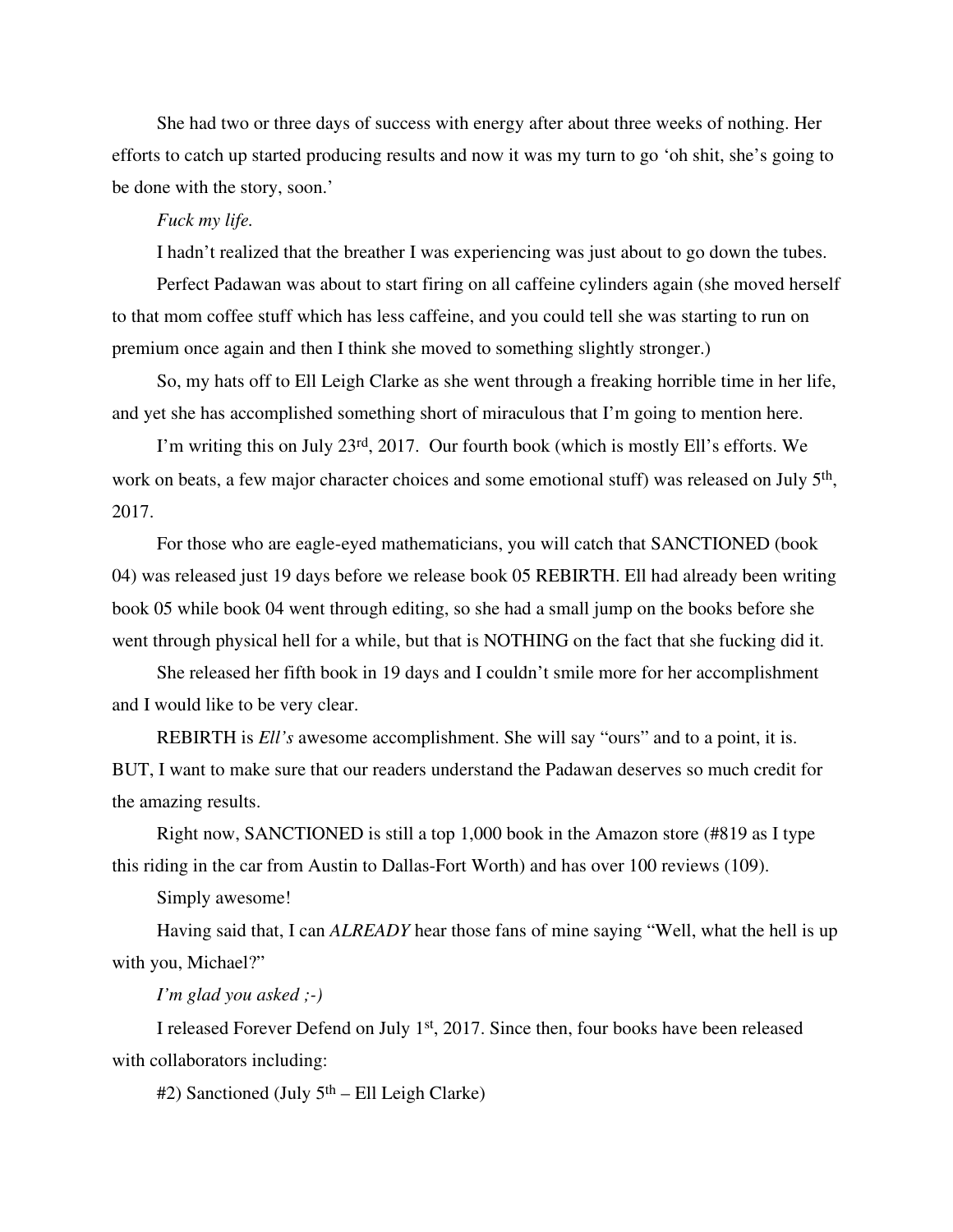She had two or three days of success with energy after about three weeks of nothing. Her efforts to catch up started producing results and now it was my turn to go 'oh shit, she's going to be done with the story, soon.'

*Fuck my life.*

I hadn't realized that the breather I was experiencing was just about to go down the tubes.

Perfect Padawan was about to start firing on all caffeine cylinders again (she moved herself to that mom coffee stuff which has less caffeine, and you could tell she was starting to run on premium once again and then I think she moved to something slightly stronger.)

So, my hats off to Ell Leigh Clarke as she went through a freaking horrible time in her life, and yet she has accomplished something short of miraculous that I'm going to mention here.

I'm writing this on July 23rd, 2017. Our fourth book (which is mostly Ell's efforts. We work on beats, a few major character choices and some emotional stuff) was released on July 5th, 2017.

For those who are eagle-eyed mathematicians, you will catch that SANCTIONED (book 04) was released just 19 days before we release book 05 REBIRTH. Ell had already been writing book 05 while book 04 went through editing, so she had a small jump on the books before she went through physical hell for a while, but that is NOTHING on the fact that she fucking did it.

She released her fifth book in 19 days and I couldn't smile more for her accomplishment and I would like to be very clear.

REBIRTH is *Ell's* awesome accomplishment. She will say "ours" and to a point, it is. BUT, I want to make sure that our readers understand the Padawan deserves so much credit for the amazing results.

Right now, SANCTIONED is still a top 1,000 book in the Amazon store (#819 as I type this riding in the car from Austin to Dallas-Fort Worth) and has over 100 reviews (109).

Simply awesome!

Having said that, I can *ALREADY* hear those fans of mine saying "Well, what the hell is up with you, Michael?"

*I'm glad you asked ;-)*

I released Forever Defend on July 1st, 2017. Since then, four books have been released with collaborators including:

#2) Sanctioned (July 5th – Ell Leigh Clarke)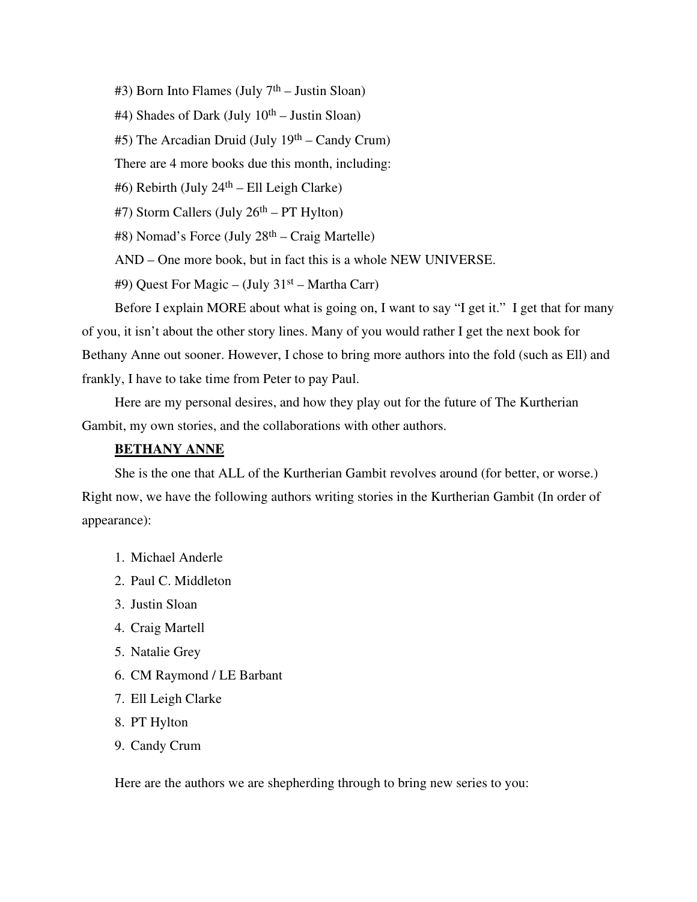#3) Born Into Flames (July 7th – Justin Sloan)

#4) Shades of Dark (July 10th – Justin Sloan)

#5) The Arcadian Druid (July 19th – Candy Crum)

There are 4 more books due this month, including:

#6) Rebirth (July 24th – Ell Leigh Clarke)

#7) Storm Callers (July 26th – PT Hylton)

#8) Nomad's Force (July 28th – Craig Martelle)

AND – One more book, but in fact this is a whole NEW UNIVERSE.

#9) Quest For Magic – (July 31st – Martha Carr)

Before I explain MORE about what is going on, I want to say "I get it." I get that for many of you, it isn't about the other story lines. Many of you would rather I get the next book for Bethany Anne out sooner. However, I chose to bring more authors into the fold (such as Ell) and frankly, I have to take time from Peter to pay Paul.

Here are my personal desires, and how they play out for the future of The Kurtherian Gambit, my own stories, and the collaborations with other authors.

**BETHANY ANNE**

She is the one that ALL of the Kurtherian Gambit revolves around (for better, or worse.) Right now, we have the following authors writing stories in the Kurtherian Gambit (In order of appearance):

1. Michael Anderle
2. Paul C. Middleton
3. Justin Sloan
4. Craig Martell
5. Natalie Grey
6. CM Raymond / LE Barbant
7. Ell Leigh Clarke
8. PT Hylton
9. Candy Crum

Here are the authors we are shepherding through to bring new series to you: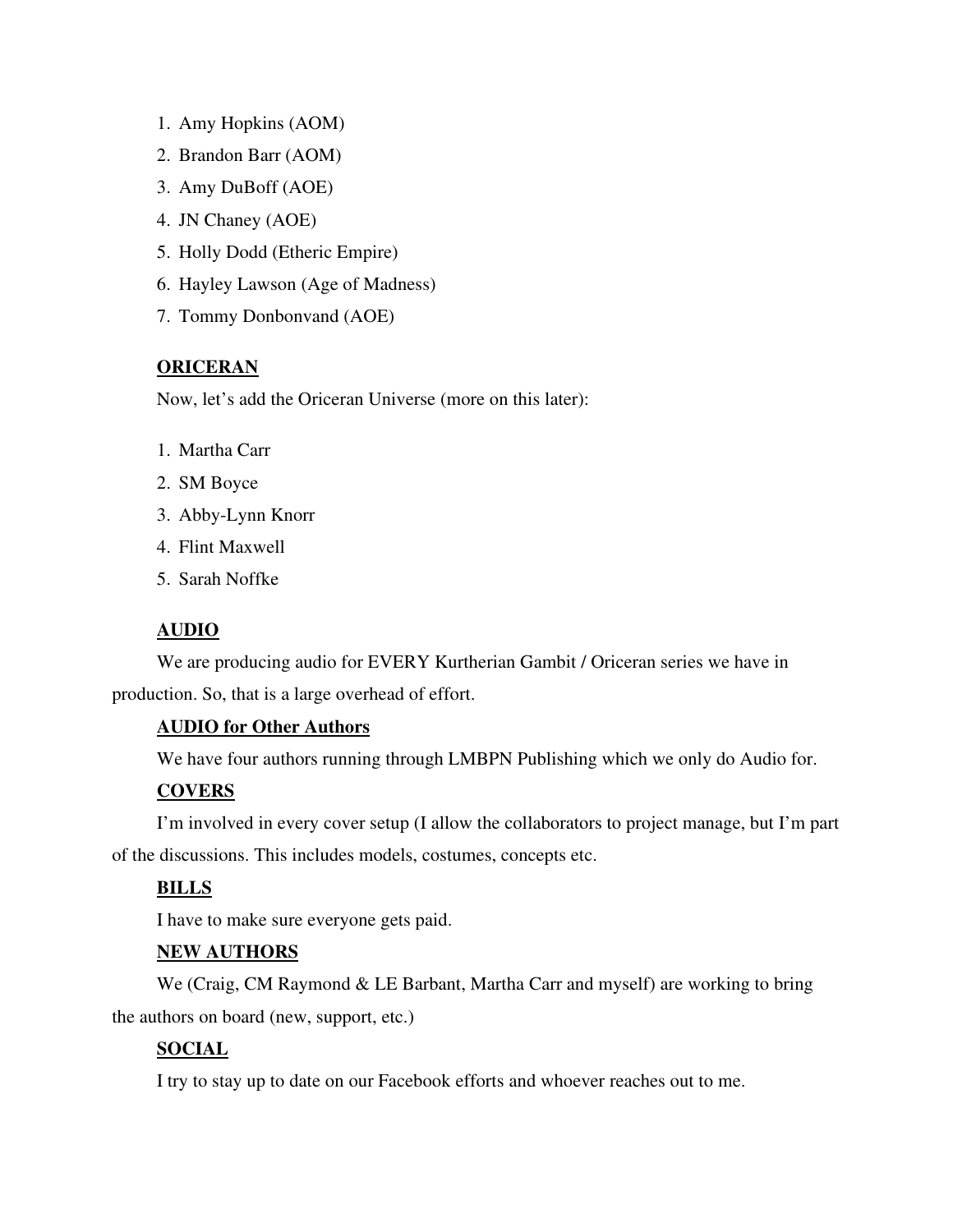1. Amy Hopkins (AOM)
2. Brandon Barr (AOM)
3. Amy DuBoff (AOE)
4. JN Chaney (AOE)
5. Holly Dodd (Etheric Empire)
6. Hayley Lawson (Age of Madness)
7. Tommy Donbonvand (AOE)

**ORICERAN**

Now, let's add the Oriceran Universe (more on this later):

1. Martha Carr
2. SM Boyce
3. Abby-Lynn Knorr
4. Flint Maxwell
5. Sarah Noffke

**AUDIO**

We are producing audio for EVERY Kurtherian Gambit / Oriceran series we have in production. So, that is a large overhead of effort.

**AUDIO for Other Authors**

We have four authors running through LMBPN Publishing which we only do Audio for.

**COVERS**

I'm involved in every cover setup (I allow the collaborators to project manage, but I'm part of the discussions. This includes models, costumes, concepts etc.

**BILLS**

I have to make sure everyone gets paid.

**NEW AUTHORS**

We (Craig, CM Raymond & LE Barbant, Martha Carr and myself) are working to bring the authors on board (new, support, etc.)

**SOCIAL**

I try to stay up to date on our Facebook efforts and whoever reaches out to me.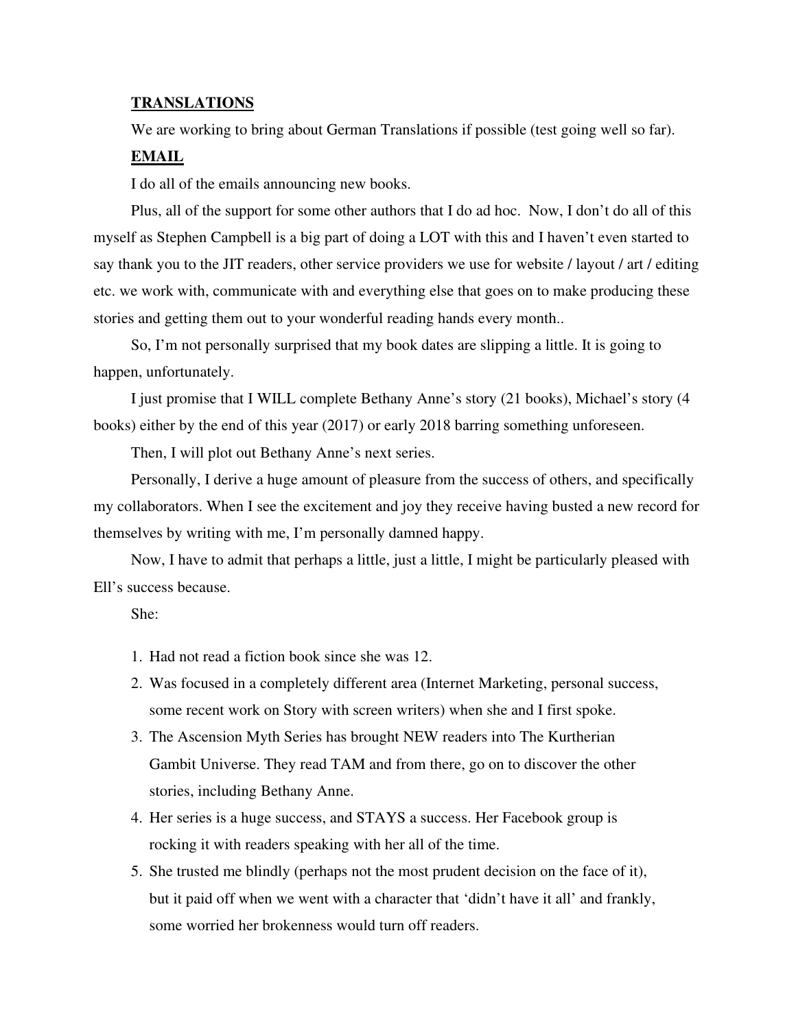**TRANSLATIONS**

We are working to bring about German Translations if possible (test going well so far).

**EMAIL**

I do all of the emails announcing new books.

Plus, all of the support for some other authors that I do ad hoc. Now, I don't do all of this myself as Stephen Campbell is a big part of doing a LOT with this and I haven't even started to say thank you to the JIT readers, other service providers we use for website / layout / art / editing etc. we work with, communicate with and everything else that goes on to make producing these stories and getting them out to your wonderful reading hands every month..

So, I'm not personally surprised that my book dates are slipping a little. It is going to happen, unfortunately.

I just promise that I WILL complete Bethany Anne's story (21 books), Michael's story (4 books) either by the end of this year (2017) or early 2018 barring something unforeseen.

Then, I will plot out Bethany Anne's next series.

Personally, I derive a huge amount of pleasure from the success of others, and specifically my collaborators. When I see the excitement and joy they receive having busted a new record for themselves by writing with me, I'm personally damned happy.

Now, I have to admit that perhaps a little, just a little, I might be particularly pleased with Ell's success because.

She:

1. Had not read a fiction book since she was 12.
2. Was focused in a completely different area (Internet Marketing, personal success, some recent work on Story with screen writers) when she and I first spoke.
3. The Ascension Myth Series has brought NEW readers into The Kurtherian Gambit Universe. They read TAM and from there, go on to discover the other stories, including Bethany Anne.
4. Her series is a huge success, and STAYS a success. Her Facebook group is rocking it with readers speaking with her all of the time.
5. She trusted me blindly (perhaps not the most prudent decision on the face of it), but it paid off when we went with a character that 'didn't have it all' and frankly, some worried her brokenness would turn off readers.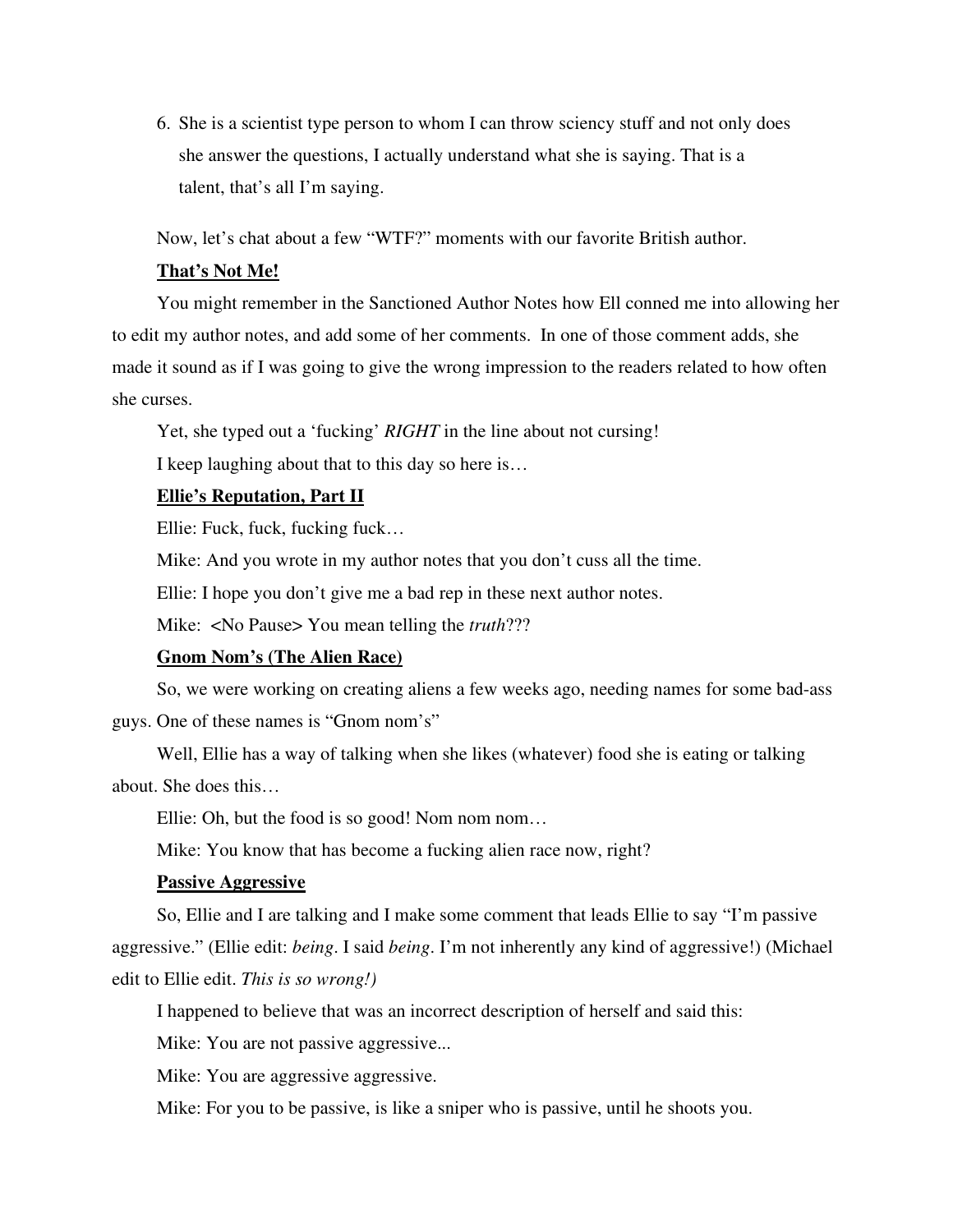6. She is a scientist type person to whom I can throw sciency stuff and not only does she answer the questions, I actually understand what she is saying. That is a talent, that's all I'm saying.

Now, let's chat about a few "WTF?" moments with our favorite British author.

**<u>That's Not Me!</u>**

You might remember in the Sanctioned Author Notes how Ell conned me into allowing her to edit my author notes, and add some of her comments. In one of those comment adds, she made it sound as if I was going to give the wrong impression to the readers related to how often she curses.

Yet, she typed out a 'fucking' *RIGHT* in the line about not cursing!

I keep laughing about that to this day so here is…

**<u>Ellie's Reputation, Part II</u>**

Ellie: Fuck, fuck, fucking fuck…

Mike: And you wrote in my author notes that you don't cuss all the time.

Ellie: I hope you don't give me a bad rep in these next author notes.

Mike: <No Pause> You mean telling the *truth*???

**<u>Gnom Nom's (The Alien Race)</u>**

So, we were working on creating aliens a few weeks ago, needing names for some bad-ass guys. One of these names is "Gnom nom's"

Well, Ellie has a way of talking when she likes (whatever) food she is eating or talking about. She does this…

Ellie: Oh, but the food is so good! Nom nom nom…

Mike: You know that has become a fucking alien race now, right?

**<u>Passive Aggressive</u>**

So, Ellie and I are talking and I make some comment that leads Ellie to say "I'm passive aggressive." (Ellie edit: *being*. I said *being*. I'm not inherently any kind of aggressive!) (Michael edit to Ellie edit. *This is so wrong!)*

I happened to believe that was an incorrect description of herself and said this:

Mike: You are not passive aggressive...

Mike: You are aggressive aggressive.

Mike: For you to be passive, is like a sniper who is passive, until he shoots you.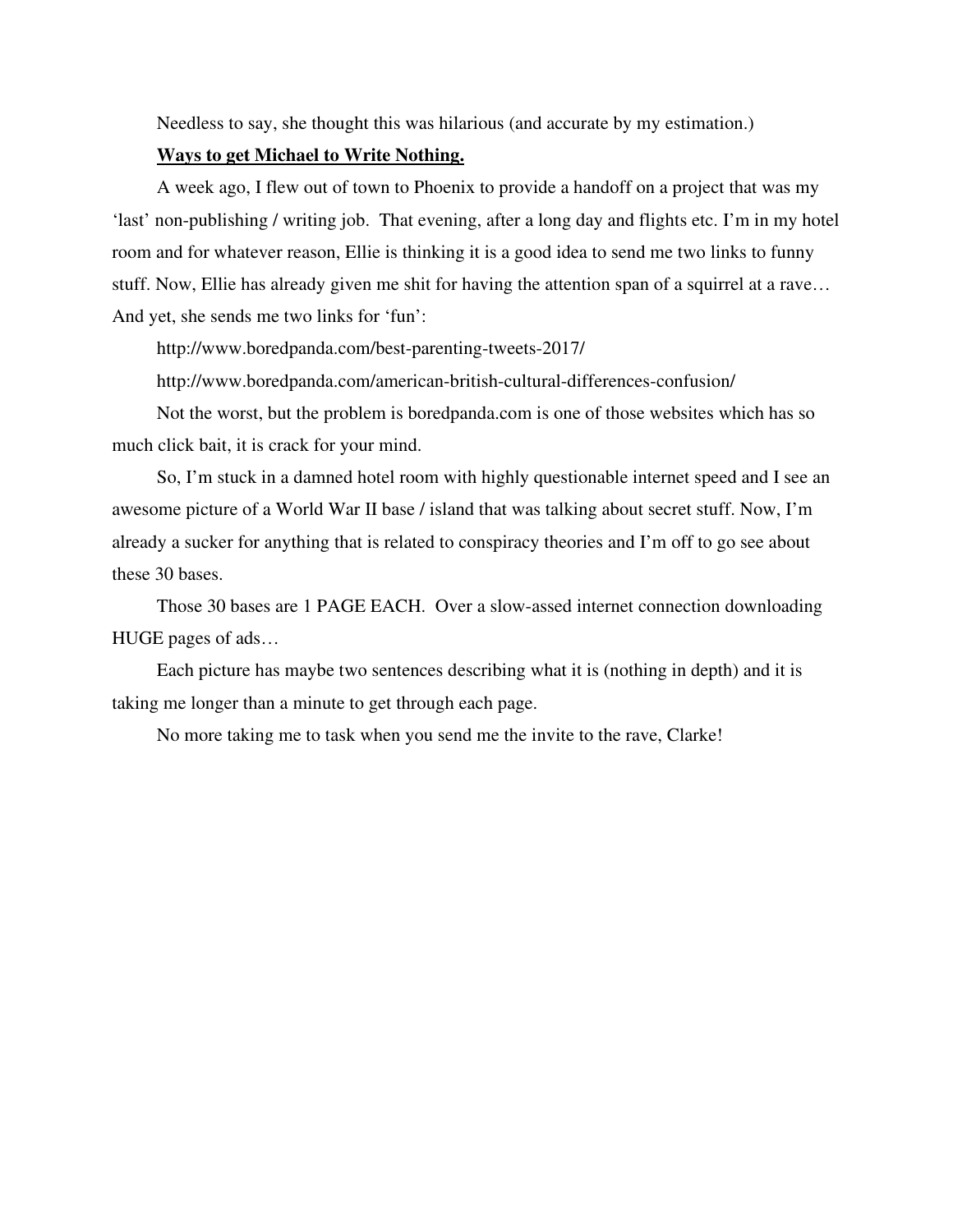Needless to say, she thought this was hilarious (and accurate by my estimation.)

**<u>Ways to get Michael to Write Nothing.</u>**

A week ago, I flew out of town to Phoenix to provide a handoff on a project that was my 'last' non-publishing / writing job. That evening, after a long day and flights etc. I'm in my hotel room and for whatever reason, Ellie is thinking it is a good idea to send me two links to funny stuff. Now, Ellie has already given me shit for having the attention span of a squirrel at a rave… And yet, she sends me two links for 'fun':

http://www.boredpanda.com/best-parenting-tweets-2017/

http://www.boredpanda.com/american-british-cultural-differences-confusion/

Not the worst, but the problem is boredpanda.com is one of those websites which has so much click bait, it is crack for your mind.

So, I'm stuck in a damned hotel room with highly questionable internet speed and I see an awesome picture of a World War II base / island that was talking about secret stuff. Now, I'm already a sucker for anything that is related to conspiracy theories and I'm off to go see about these 30 bases.

Those 30 bases are 1 PAGE EACH. Over a slow-assed internet connection downloading HUGE pages of ads…

Each picture has maybe two sentences describing what it is (nothing in depth) and it is taking me longer than a minute to get through each page.

No more taking me to task when you send me the invite to the rave, Clarke!